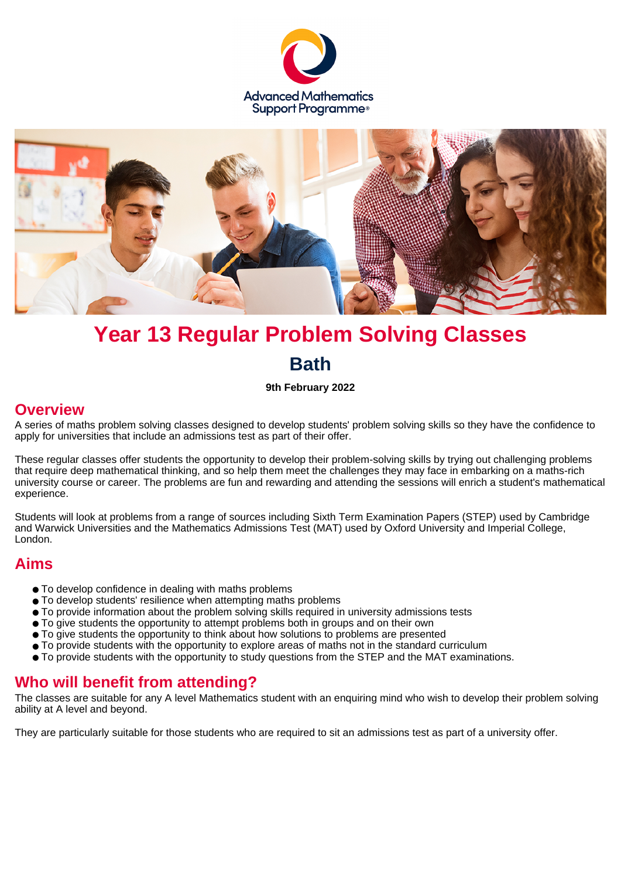Advanced Mathematics Support Programme®

# Year 13 Regular Problem Solving Classes

## Bath

**9th February 2022**

## Overview

A series of maths problem solving classes designed to develop students' problem solving skills so they have the confidence to apply for universities that include an admissions test as part of their offer.

These regular classes offer students the opportunity to develop their problem-solving skills by trying out challenging problems that require deep mathematical thinking, and so help them meet the challenges they may face in embarking on a maths-rich university course or career. The problems are fun and rewarding and attending the sessions will enrich a student's mathematical experience.

Students will look at problems from a range of sources including Sixth Term Examination Papers (STEP) used by Cambridge and Warwick Universities and the Mathematics Admissions Test (MAT) used by Oxford University and Imperial College, London.

## Aims

- To develop confidence in dealing with maths problems
- To develop students' resilience when attempting maths problems
- To provide information about the problem solving skills required in university admissions tests
- To give students the opportunity to attempt problems both in groups and on their own
- To give students the opportunity to think about how solutions to problems are presented
- To provide students with the opportunity to explore areas of maths not in the standard curriculum
- To provide students with the opportunity to study questions from the STEP and the MAT examinations.

## Who will benefit from attending?

The classes are suitable for any A level Mathematics student with an enquiring mind who wish to develop their problem solving ability at A level and beyond.

They are particularly suitable for those students who are required to sit an admissions test as part of a university offer.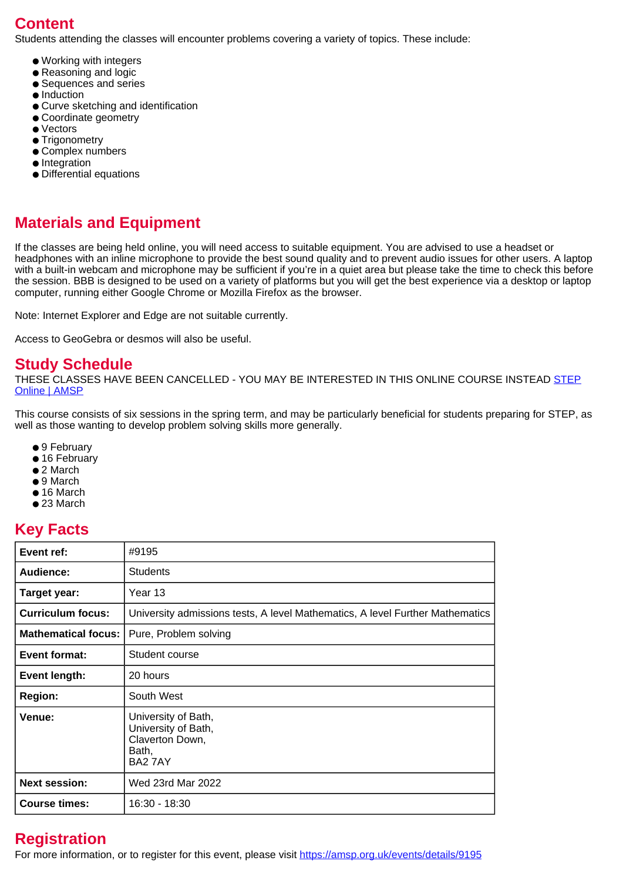## Content

Students attending the classes will encounter problems covering a variety of topics. These include:

- Working with integers
- Reasoning and logic
- Sequences and series
- Induction
- Curve sketching and identification
- Coordinate geometry
- Vectors
- Trigonometry
- Complex numbers
- Integration
- Differential equations

## Materials and Equipment

If the classes are being held online, you will need access to suitable equipment. You are advised to use a headset or headphones with an inline microphone to provide the best sound quality and to prevent audio issues for other users. A laptop with a built-in webcam and microphone may be sufficient if you're in a quiet area but please take the time to check this before the session. BBB is designed to be used on a variety of platforms but you will get the best experience via a desktop or laptop computer, running either Google Chrome or Mozilla Firefox as the browser.

Note: Internet Explorer and Edge are not suitable currently.

Access to GeoGebra or desmos will also be useful.

## Study Schedule

THESE CLASSES HAVE BEEN CANCELLED - YOU MAY BE INTERESTED IN THIS ONLINE COURSE INSTEAD [STEP Online | AMSP]

This course consists of six sessions in the spring term, and may be particularly beneficial for students preparing for STEP, as well as those wanting to develop problem solving skills more generally.

- 9 February
- 16 February
- 2 March
- 9 March
- 16 March
- 23 March

## Key Facts

| | |
|---|---|
| **Event ref:** | #9195 |
| **Audience:** | Students |
| **Target year:** | Year 13 |
| **Curriculum focus:** | University admissions tests, A level Mathematics, A level Further Mathematics |
| **Mathematical focus:** | Pure, Problem solving |
| **Event format:** | Student course |
| **Event length:** | 20 hours |
| **Region:** | South West |
| **Venue:** | University of Bath, University of Bath, Claverton Down, Bath, BA2 7AY |
| **Next session:** | Wed 23rd Mar 2022 |
| **Course times:** | 16:30 - 18:30 |

## Registration

For more information, or to register for this event, please visit https://amsp.org.uk/events/details/9195